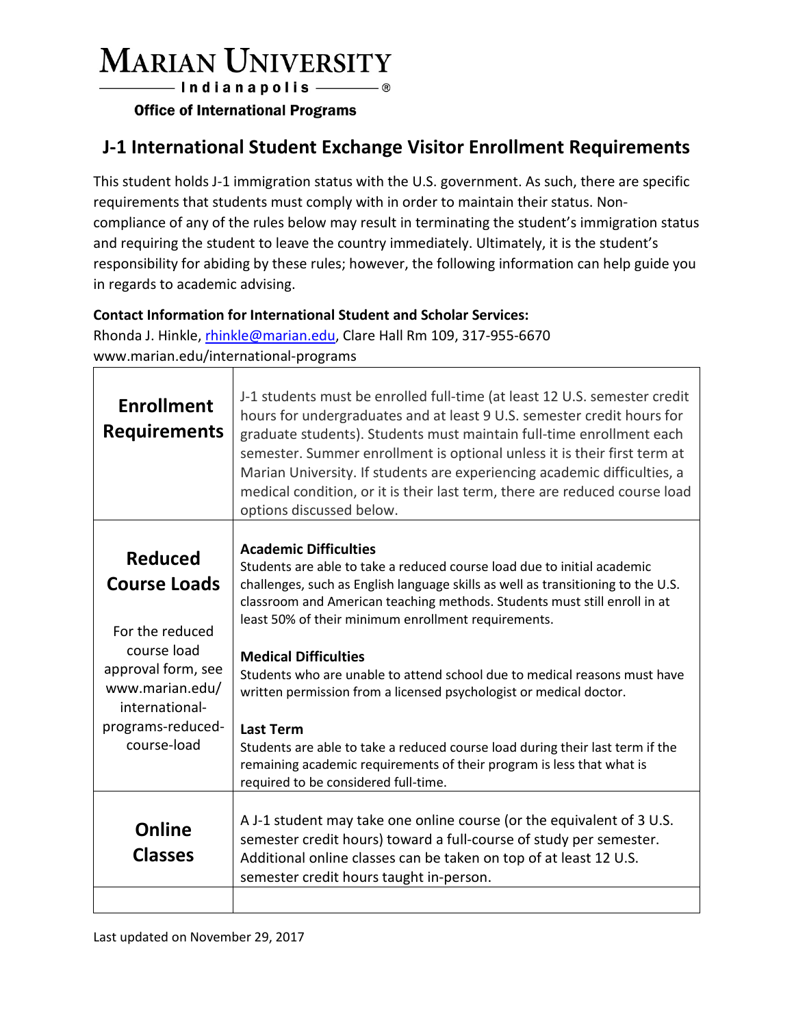# MARIAN UNIVERSITY

Indianapolis ®

**Office of International Programs**

## J-1 International Student Exchange Visitor Enrollment Requirements

This student holds J-1 immigration status with the U.S. government. As such, there are specific requirements that students must comply with in order to maintain their status. Non-compliance of any of the rules below may result in terminating the student's immigration status and requiring the student to leave the country immediately. Ultimately, it is the student's responsibility for abiding by these rules; however, the following information can help guide you in regards to academic advising.

**Contact Information for International Student and Scholar Services:**
Rhonda J. Hinkle, rhinkle@marian.edu, Clare Hall Rm 109, 317-955-6670
www.marian.edu/international-programs

| | |
|---|---|
| **Enrollment Requirements** | J-1 students must be enrolled full-time (at least 12 U.S. semester credit hours for undergraduates and at least 9 U.S. semester credit hours for graduate students). Students must maintain full-time enrollment each semester. Summer enrollment is optional unless it is their first term at Marian University. If students are experiencing academic difficulties, a medical condition, or it is their last term, there are reduced course load options discussed below. |
| **Reduced Course Loads**<br><br>For the reduced course load approval form, see www.marian.edu/international-programs-reduced-course-load | **Academic Difficulties**<br>Students are able to take a reduced course load due to initial academic challenges, such as English language skills as well as transitioning to the U.S. classroom and American teaching methods. Students must still enroll in at least 50% of their minimum enrollment requirements.<br><br>**Medical Difficulties**<br>Students who are unable to attend school due to medical reasons must have written permission from a licensed psychologist or medical doctor.<br><br>**Last Term**<br>Students are able to take a reduced course load during their last term if the remaining academic requirements of their program is less that what is required to be considered full-time. |
| **Online Classes** | A J-1 student may take one online course (or the equivalent of 3 U.S. semester credit hours) toward a full-course of study per semester. Additional online classes can be taken on top of at least 12 U.S. semester credit hours taught in-person. |
| | |

Last updated on November 29, 2017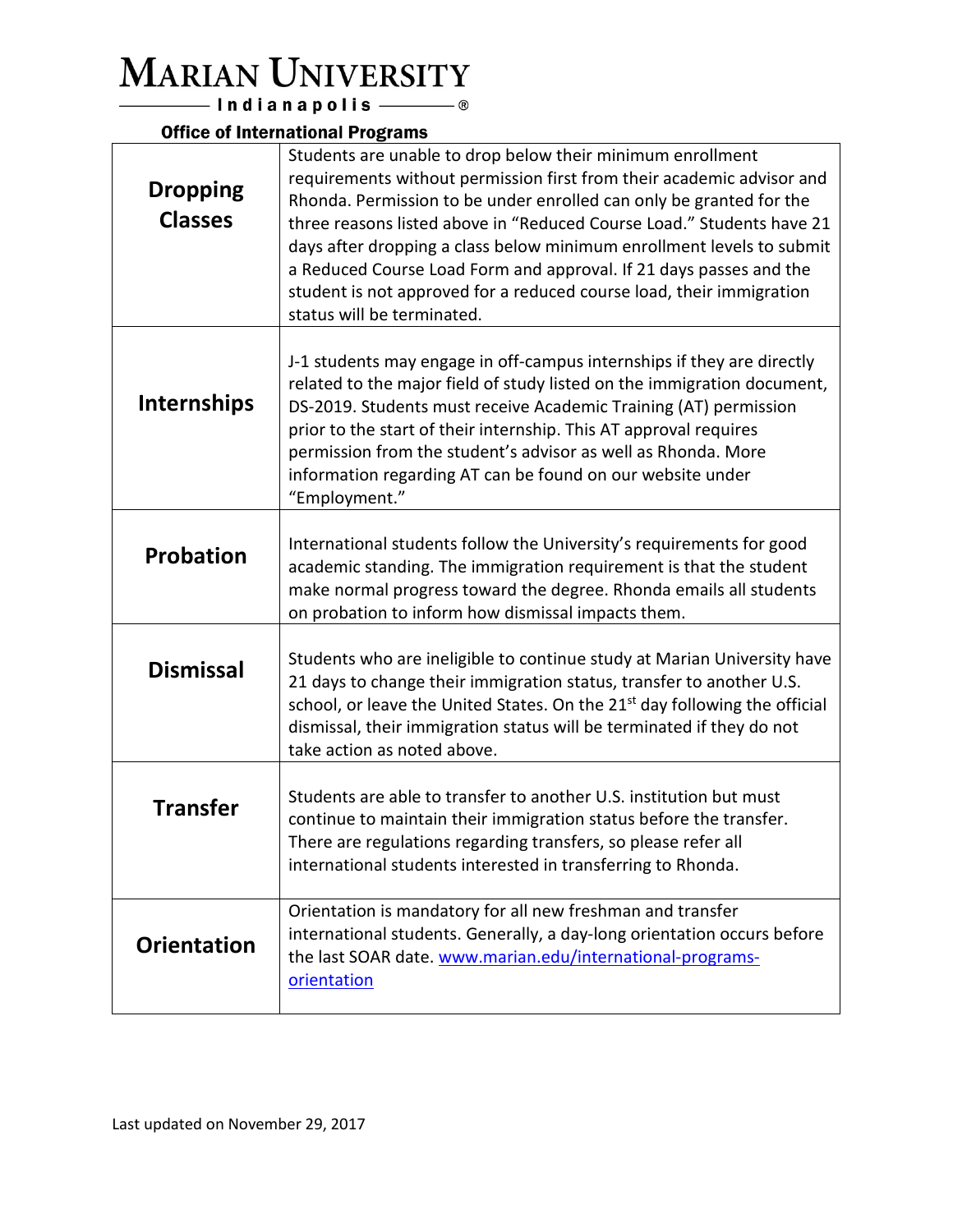# MARIAN UNIVERSITY

Indianapolis ®

**Office of International Programs**

| | |
|---|---|
| **Dropping Classes** | Students are unable to drop below their minimum enrollment requirements without permission first from their academic advisor and Rhonda. Permission to be under enrolled can only be granted for the three reasons listed above in "Reduced Course Load." Students have 21 days after dropping a class below minimum enrollment levels to submit a Reduced Course Load Form and approval. If 21 days passes and the student is not approved for a reduced course load, their immigration status will be terminated. |
| **Internships** | J-1 students may engage in off-campus internships if they are directly related to the major field of study listed on the immigration document, DS-2019. Students must receive Academic Training (AT) permission prior to the start of their internship. This AT approval requires permission from the student's advisor as well as Rhonda. More information regarding AT can be found on our website under "Employment." |
| **Probation** | International students follow the University's requirements for good academic standing. The immigration requirement is that the student make normal progress toward the degree. Rhonda emails all students on probation to inform how dismissal impacts them. |
| **Dismissal** | Students who are ineligible to continue study at Marian University have 21 days to change their immigration status, transfer to another U.S. school, or leave the United States. On the 21st day following the official dismissal, their immigration status will be terminated if they do not take action as noted above. |
| **Transfer** | Students are able to transfer to another U.S. institution but must continue to maintain their immigration status before the transfer. There are regulations regarding transfers, so please refer all international students interested in transferring to Rhonda. |
| **Orientation** | Orientation is mandatory for all new freshman and transfer international students. Generally, a day-long orientation occurs before the last SOAR date. [www.marian.edu/international-programs-orientation](www.marian.edu/international-programs-orientation) |

Last updated on November 29, 2017